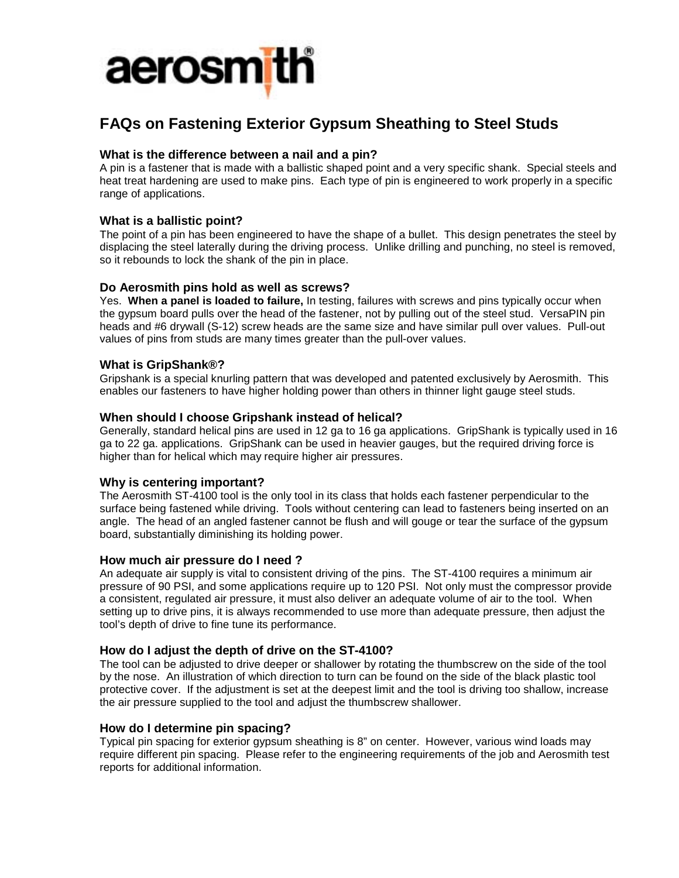aerosmith®

# FAQs on Fastening Exterior Gypsum Sheathing to Steel Studs

### What is the difference between a nail and a pin?

A pin is a fastener that is made with a ballistic shaped point and a very specific shank. Special steels and heat treat hardening are used to make pins. Each type of pin is engineered to work properly in a specific range of applications.

### What is a ballistic point?

The point of a pin has been engineered to have the shape of a bullet. This design penetrates the steel by displacing the steel laterally during the driving process. Unlike drilling and punching, no steel is removed, so it rebounds to lock the shank of the pin in place.

### Do Aerosmith pins hold as well as screws?

Yes. **When a panel is loaded to failure,** In testing, failures with screws and pins typically occur when the gypsum board pulls over the head of the fastener, not by pulling out of the steel stud. VersaPIN pin heads and #6 drywall (S-12) screw heads are the same size and have similar pull over values. Pull-out values of pins from studs are many times greater than the pull-over values.

### What is GripShank®?

Gripshank is a special knurling pattern that was developed and patented exclusively by Aerosmith. This enables our fasteners to have higher holding power than others in thinner light gauge steel studs.

### When should I choose Gripshank instead of helical?

Generally, standard helical pins are used in 12 ga to 16 ga applications. GripShank is typically used in 16 ga to 22 ga. applications. GripShank can be used in heavier gauges, but the required driving force is higher than for helical which may require higher air pressures.

### Why is centering important?

The Aerosmith ST-4100 tool is the only tool in its class that holds each fastener perpendicular to the surface being fastened while driving. Tools without centering can lead to fasteners being inserted on an angle. The head of an angled fastener cannot be flush and will gouge or tear the surface of the gypsum board, substantially diminishing its holding power.

### How much air pressure do I need ?

An adequate air supply is vital to consistent driving of the pins. The ST-4100 requires a minimum air pressure of 90 PSI, and some applications require up to 120 PSI. Not only must the compressor provide a consistent, regulated air pressure, it must also deliver an adequate volume of air to the tool. When setting up to drive pins, it is always recommended to use more than adequate pressure, then adjust the tool's depth of drive to fine tune its performance.

### How do I adjust the depth of drive on the ST-4100?

The tool can be adjusted to drive deeper or shallower by rotating the thumbscrew on the side of the tool by the nose. An illustration of which direction to turn can be found on the side of the black plastic tool protective cover. If the adjustment is set at the deepest limit and the tool is driving too shallow, increase the air pressure supplied to the tool and adjust the thumbscrew shallower.

### How do I determine pin spacing?

Typical pin spacing for exterior gypsum sheathing is 8" on center. However, various wind loads may require different pin spacing. Please refer to the engineering requirements of the job and Aerosmith test reports for additional information.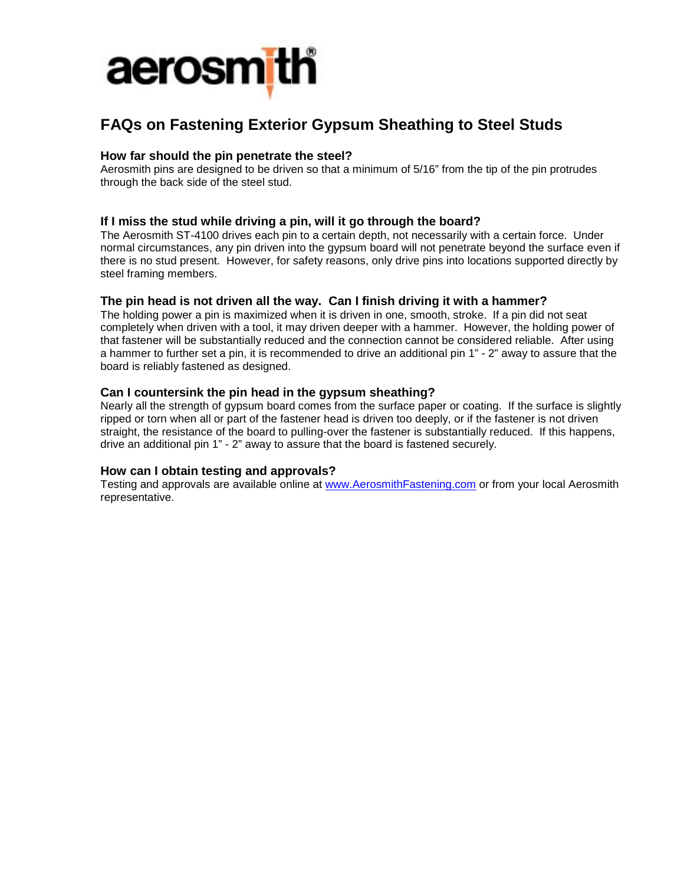aerosmith®

# FAQs on Fastening Exterior Gypsum Sheathing to Steel Studs

### How far should the pin penetrate the steel?

Aerosmith pins are designed to be driven so that a minimum of 5/16" from the tip of the pin protrudes through the back side of the steel stud.

### If I miss the stud while driving a pin, will it go through the board?

The Aerosmith ST-4100 drives each pin to a certain depth, not necessarily with a certain force. Under normal circumstances, any pin driven into the gypsum board will not penetrate beyond the surface even if there is no stud present. However, for safety reasons, only drive pins into locations supported directly by steel framing members.

### The pin head is not driven all the way. Can I finish driving it with a hammer?

The holding power a pin is maximized when it is driven in one, smooth, stroke. If a pin did not seat completely when driven with a tool, it may driven deeper with a hammer. However, the holding power of that fastener will be substantially reduced and the connection cannot be considered reliable. After using a hammer to further set a pin, it is recommended to drive an additional pin 1" - 2" away to assure that the board is reliably fastened as designed.

### Can I countersink the pin head in the gypsum sheathing?

Nearly all the strength of gypsum board comes from the surface paper or coating. If the surface is slightly ripped or torn when all or part of the fastener head is driven too deeply, or if the fastener is not driven straight, the resistance of the board to pulling-over the fastener is substantially reduced. If this happens, drive an additional pin 1" - 2" away to assure that the board is fastened securely.

### How can I obtain testing and approvals?

Testing and approvals are available online at www.AerosmithFastening.com or from your local Aerosmith representative.